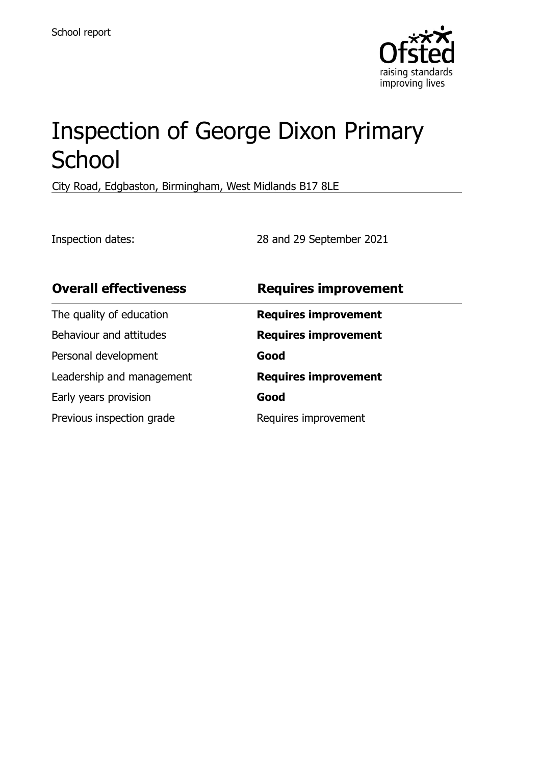School report

# Inspection of George Dixon Primary School

City Road, Edgbaston, Birmingham, West Midlands B17 8LE

Inspection dates: 28 and 29 September 2021

| **Overall effectiveness** | **Requires improvement** |
| --- | --- |
| The quality of education | **Requires improvement** |
| Behaviour and attitudes | **Requires improvement** |
| Personal development | **Good** |
| Leadership and management | **Requires improvement** |
| Early years provision | **Good** |
| Previous inspection grade | Requires improvement |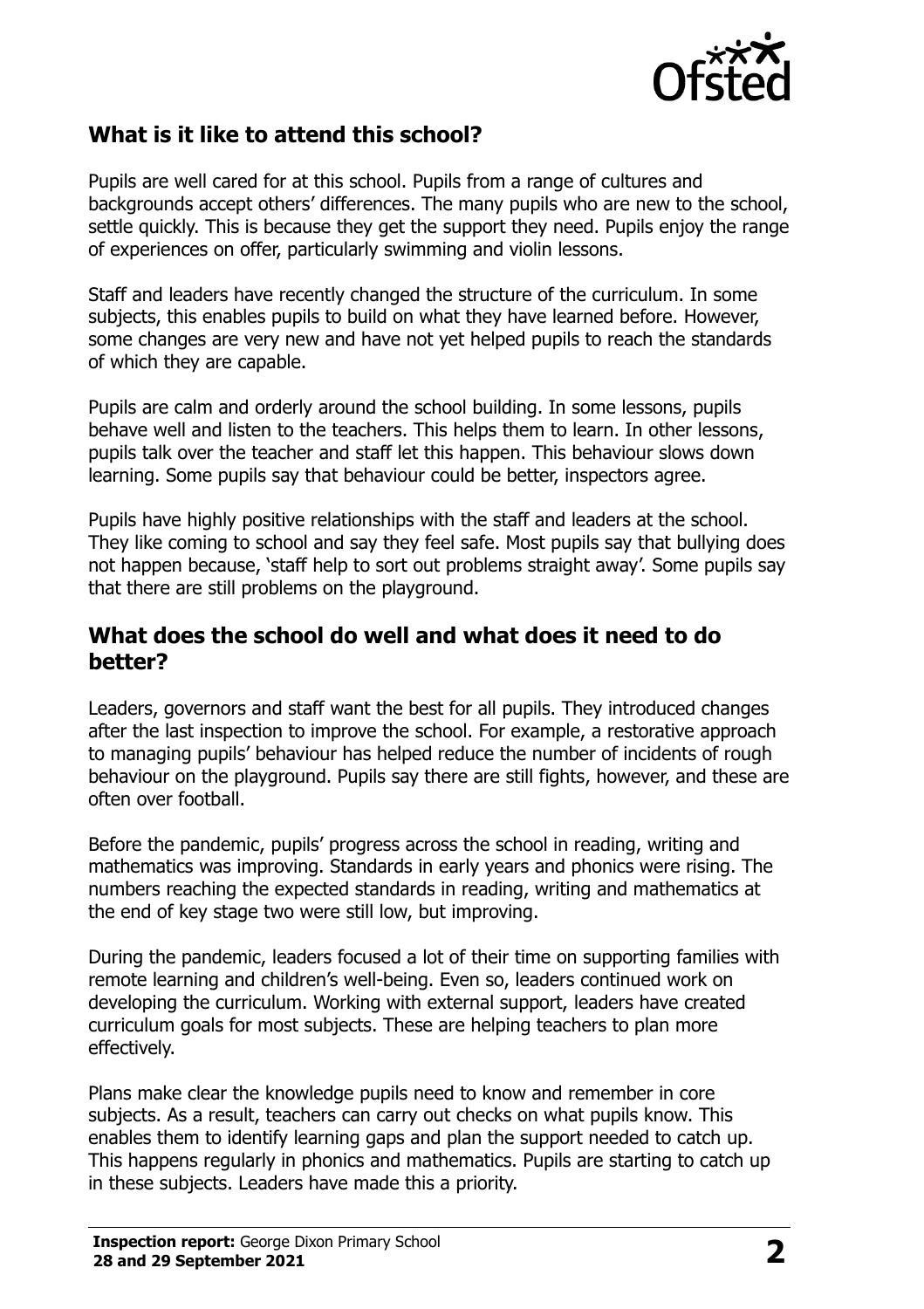## What is it like to attend this school?

Pupils are well cared for at this school. Pupils from a range of cultures and backgrounds accept others' differences. The many pupils who are new to the school, settle quickly. This is because they get the support they need. Pupils enjoy the range of experiences on offer, particularly swimming and violin lessons.

Staff and leaders have recently changed the structure of the curriculum. In some subjects, this enables pupils to build on what they have learned before. However, some changes are very new and have not yet helped pupils to reach the standards of which they are capable.

Pupils are calm and orderly around the school building. In some lessons, pupils behave well and listen to the teachers. This helps them to learn. In other lessons, pupils talk over the teacher and staff let this happen. This behaviour slows down learning. Some pupils say that behaviour could be better, inspectors agree.

Pupils have highly positive relationships with the staff and leaders at the school. They like coming to school and say they feel safe. Most pupils say that bullying does not happen because, 'staff help to sort out problems straight away'. Some pupils say that there are still problems on the playground.

## What does the school do well and what does it need to do better?

Leaders, governors and staff want the best for all pupils. They introduced changes after the last inspection to improve the school. For example, a restorative approach to managing pupils' behaviour has helped reduce the number of incidents of rough behaviour on the playground. Pupils say there are still fights, however, and these are often over football.

Before the pandemic, pupils' progress across the school in reading, writing and mathematics was improving. Standards in early years and phonics were rising. The numbers reaching the expected standards in reading, writing and mathematics at the end of key stage two were still low, but improving.

During the pandemic, leaders focused a lot of their time on supporting families with remote learning and children's well-being. Even so, leaders continued work on developing the curriculum. Working with external support, leaders have created curriculum goals for most subjects. These are helping teachers to plan more effectively.

Plans make clear the knowledge pupils need to know and remember in core subjects. As a result, teachers can carry out checks on what pupils know. This enables them to identify learning gaps and plan the support needed to catch up. This happens regularly in phonics and mathematics. Pupils are starting to catch up in these subjects. Leaders have made this a priority.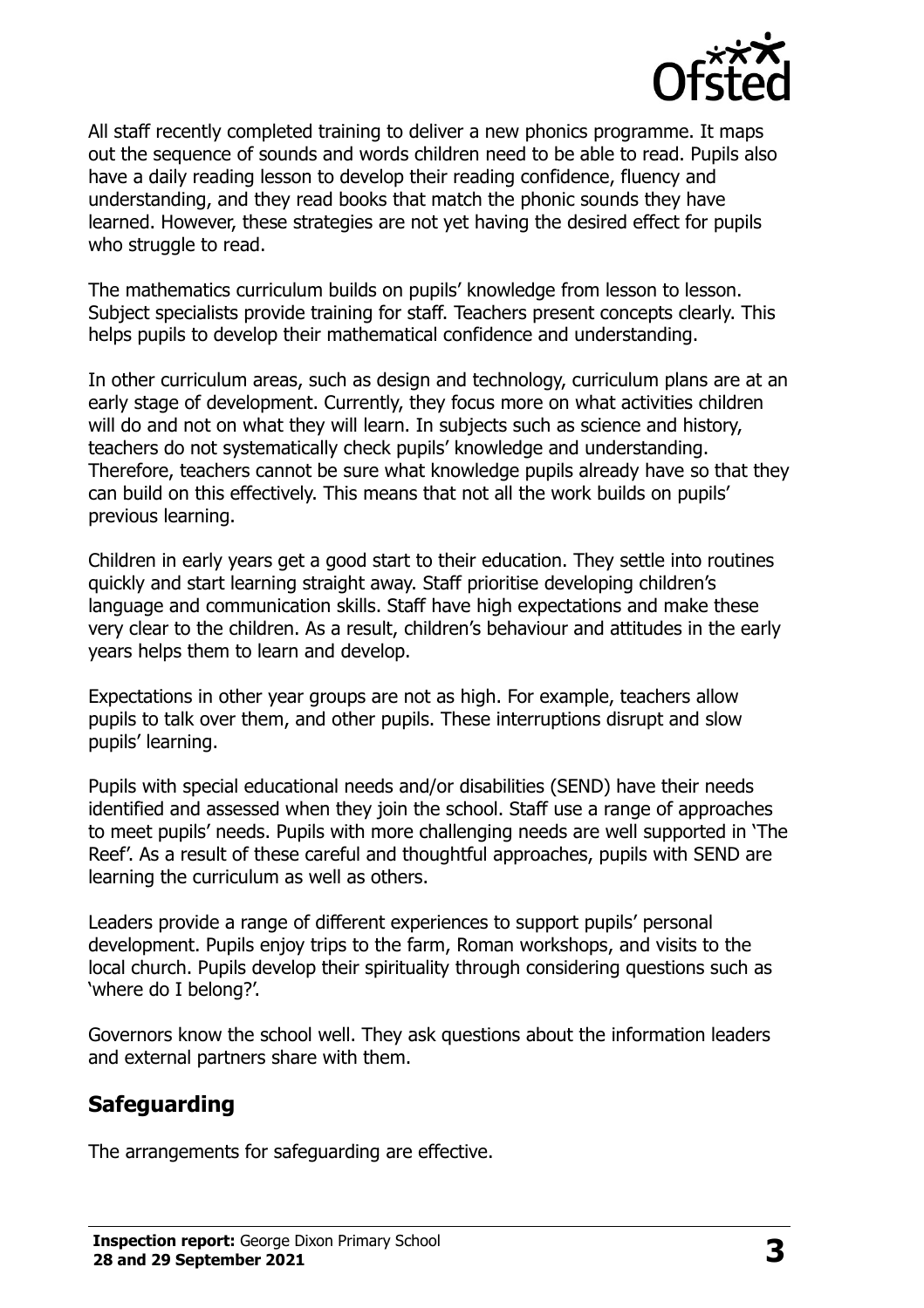All staff recently completed training to deliver a new phonics programme. It maps out the sequence of sounds and words children need to be able to read. Pupils also have a daily reading lesson to develop their reading confidence, fluency and understanding, and they read books that match the phonic sounds they have learned. However, these strategies are not yet having the desired effect for pupils who struggle to read.

The mathematics curriculum builds on pupils' knowledge from lesson to lesson. Subject specialists provide training for staff. Teachers present concepts clearly. This helps pupils to develop their mathematical confidence and understanding.

In other curriculum areas, such as design and technology, curriculum plans are at an early stage of development. Currently, they focus more on what activities children will do and not on what they will learn. In subjects such as science and history, teachers do not systematically check pupils' knowledge and understanding. Therefore, teachers cannot be sure what knowledge pupils already have so that they can build on this effectively. This means that not all the work builds on pupils' previous learning.

Children in early years get a good start to their education. They settle into routines quickly and start learning straight away. Staff prioritise developing children's language and communication skills. Staff have high expectations and make these very clear to the children. As a result, children's behaviour and attitudes in the early years helps them to learn and develop.

Expectations in other year groups are not as high. For example, teachers allow pupils to talk over them, and other pupils. These interruptions disrupt and slow pupils' learning.

Pupils with special educational needs and/or disabilities (SEND) have their needs identified and assessed when they join the school. Staff use a range of approaches to meet pupils' needs. Pupils with more challenging needs are well supported in 'The Reef'. As a result of these careful and thoughtful approaches, pupils with SEND are learning the curriculum as well as others.

Leaders provide a range of different experiences to support pupils' personal development. Pupils enjoy trips to the farm, Roman workshops, and visits to the local church. Pupils develop their spirituality through considering questions such as 'where do I belong?'.

Governors know the school well. They ask questions about the information leaders and external partners share with them.

## Safeguarding

The arrangements for safeguarding are effective.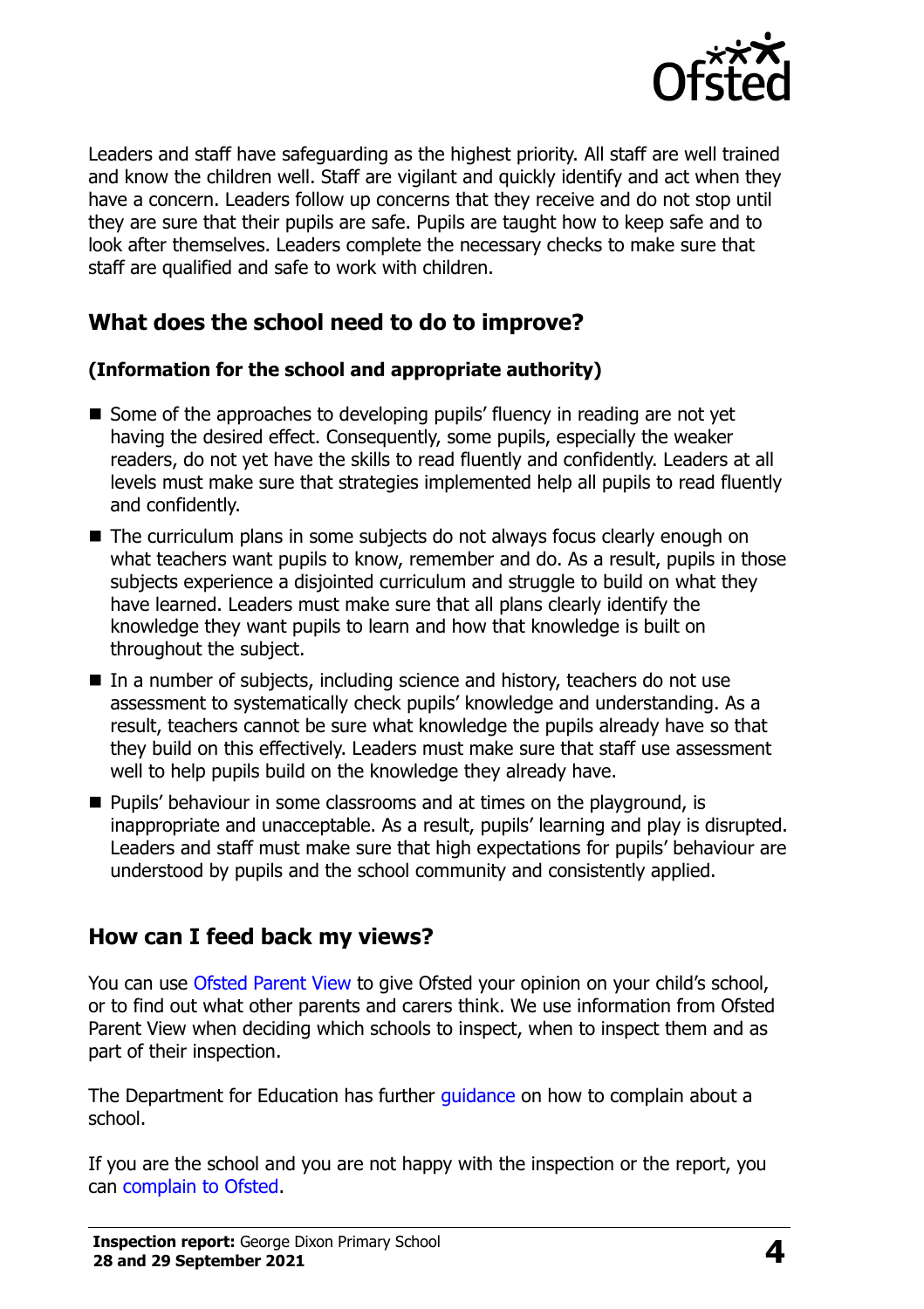Leaders and staff have safeguarding as the highest priority. All staff are well trained and know the children well. Staff are vigilant and quickly identify and act when they have a concern. Leaders follow up concerns that they receive and do not stop until they are sure that their pupils are safe. Pupils are taught how to keep safe and to look after themselves. Leaders complete the necessary checks to make sure that staff are qualified and safe to work with children.

## What does the school need to do to improve?

**(Information for the school and appropriate authority)**

- Some of the approaches to developing pupils' fluency in reading are not yet having the desired effect. Consequently, some pupils, especially the weaker readers, do not yet have the skills to read fluently and confidently. Leaders at all levels must make sure that strategies implemented help all pupils to read fluently and confidently.
- The curriculum plans in some subjects do not always focus clearly enough on what teachers want pupils to know, remember and do. As a result, pupils in those subjects experience a disjointed curriculum and struggle to build on what they have learned. Leaders must make sure that all plans clearly identify the knowledge they want pupils to learn and how that knowledge is built on throughout the subject.
- In a number of subjects, including science and history, teachers do not use assessment to systematically check pupils' knowledge and understanding. As a result, teachers cannot be sure what knowledge the pupils already have so that they build on this effectively. Leaders must make sure that staff use assessment well to help pupils build on the knowledge they already have.
- Pupils' behaviour in some classrooms and at times on the playground, is inappropriate and unacceptable. As a result, pupils' learning and play is disrupted. Leaders and staff must make sure that high expectations for pupils' behaviour are understood by pupils and the school community and consistently applied.

## How can I feed back my views?

You can use Ofsted Parent View to give Ofsted your opinion on your child's school, or to find out what other parents and carers think. We use information from Ofsted Parent View when deciding which schools to inspect, when to inspect them and as part of their inspection.

The Department for Education has further guidance on how to complain about a school.

If you are the school and you are not happy with the inspection or the report, you can complain to Ofsted.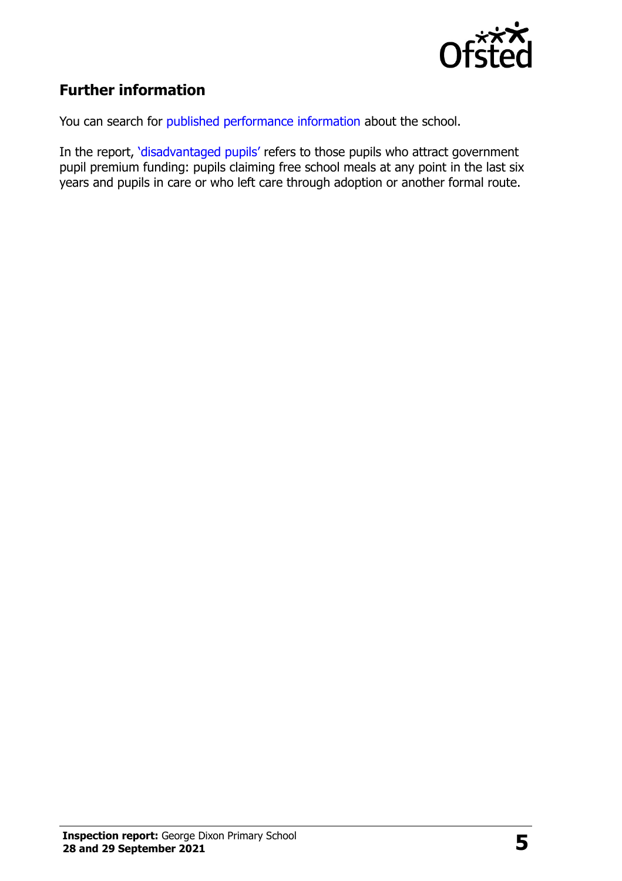## Further information

You can search for published performance information about the school.

In the report, 'disadvantaged pupils' refers to those pupils who attract government pupil premium funding: pupils claiming free school meals at any point in the last six years and pupils in care or who left care through adoption or another formal route.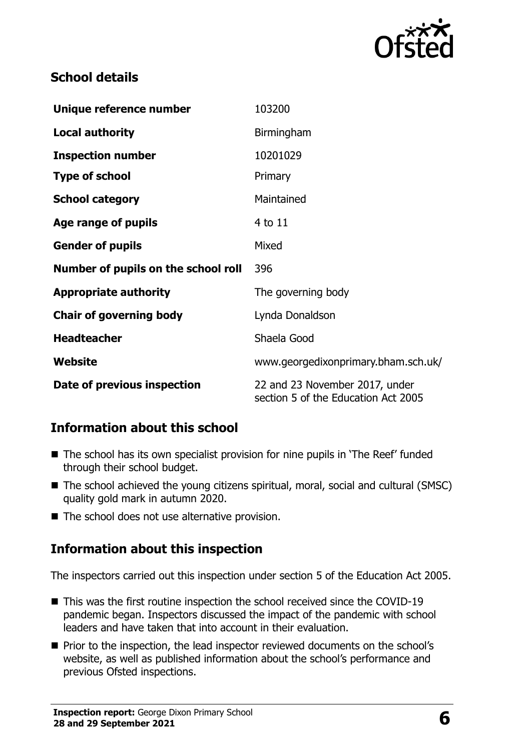## School details

| | |
|---|---|
| **Unique reference number** | 103200 |
| **Local authority** | Birmingham |
| **Inspection number** | 10201029 |
| **Type of school** | Primary |
| **School category** | Maintained |
| **Age range of pupils** | 4 to 11 |
| **Gender of pupils** | Mixed |
| **Number of pupils on the school roll** | 396 |
| **Appropriate authority** | The governing body |
| **Chair of governing body** | Lynda Donaldson |
| **Headteacher** | Shaela Good |
| **Website** | www.georgedixonprimary.bham.sch.uk/ |
| **Date of previous inspection** | 22 and 23 November 2017, under section 5 of the Education Act 2005 |

## Information about this school

- The school has its own specialist provision for nine pupils in 'The Reef' funded through their school budget.
- The school achieved the young citizens spiritual, moral, social and cultural (SMSC) quality gold mark in autumn 2020.
- The school does not use alternative provision.

## Information about this inspection

The inspectors carried out this inspection under section 5 of the Education Act 2005.

- This was the first routine inspection the school received since the COVID-19 pandemic began. Inspectors discussed the impact of the pandemic with school leaders and have taken that into account in their evaluation.
- Prior to the inspection, the lead inspector reviewed documents on the school's website, as well as published information about the school's performance and previous Ofsted inspections.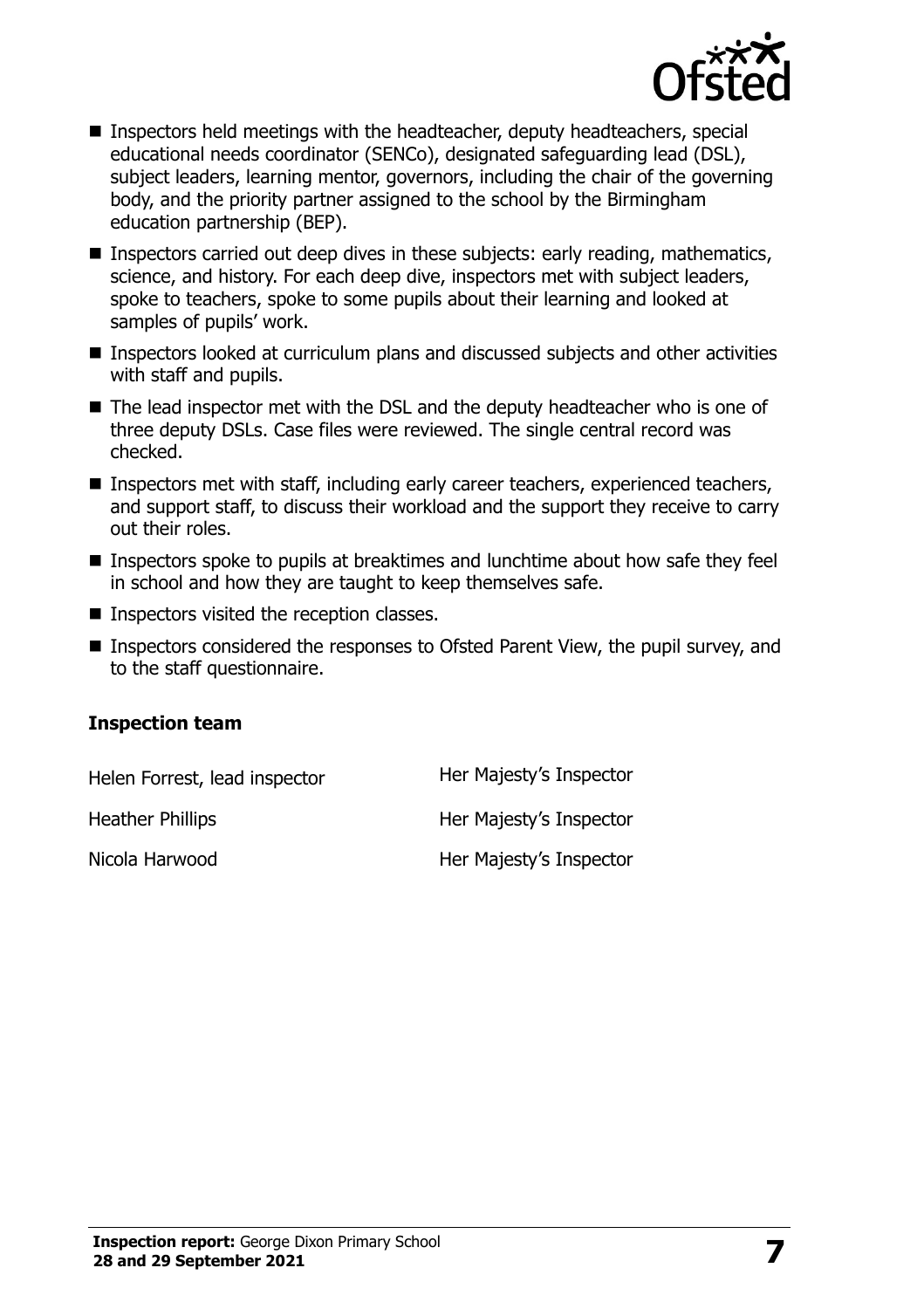- Inspectors held meetings with the headteacher, deputy headteachers, special educational needs coordinator (SENCo), designated safeguarding lead (DSL), subject leaders, learning mentor, governors, including the chair of the governing body, and the priority partner assigned to the school by the Birmingham education partnership (BEP).
- Inspectors carried out deep dives in these subjects: early reading, mathematics, science, and history. For each deep dive, inspectors met with subject leaders, spoke to teachers, spoke to some pupils about their learning and looked at samples of pupils' work.
- Inspectors looked at curriculum plans and discussed subjects and other activities with staff and pupils.
- The lead inspector met with the DSL and the deputy headteacher who is one of three deputy DSLs. Case files were reviewed. The single central record was checked.
- Inspectors met with staff, including early career teachers, experienced teachers, and support staff, to discuss their workload and the support they receive to carry out their roles.
- Inspectors spoke to pupils at breaktimes and lunchtime about how safe they feel in school and how they are taught to keep themselves safe.
- Inspectors visited the reception classes.
- Inspectors considered the responses to Ofsted Parent View, the pupil survey, and to the staff questionnaire.

### Inspection team

| | |
|---|---|
| Helen Forrest, lead inspector | Her Majesty's Inspector |
| Heather Phillips | Her Majesty's Inspector |
| Nicola Harwood | Her Majesty's Inspector |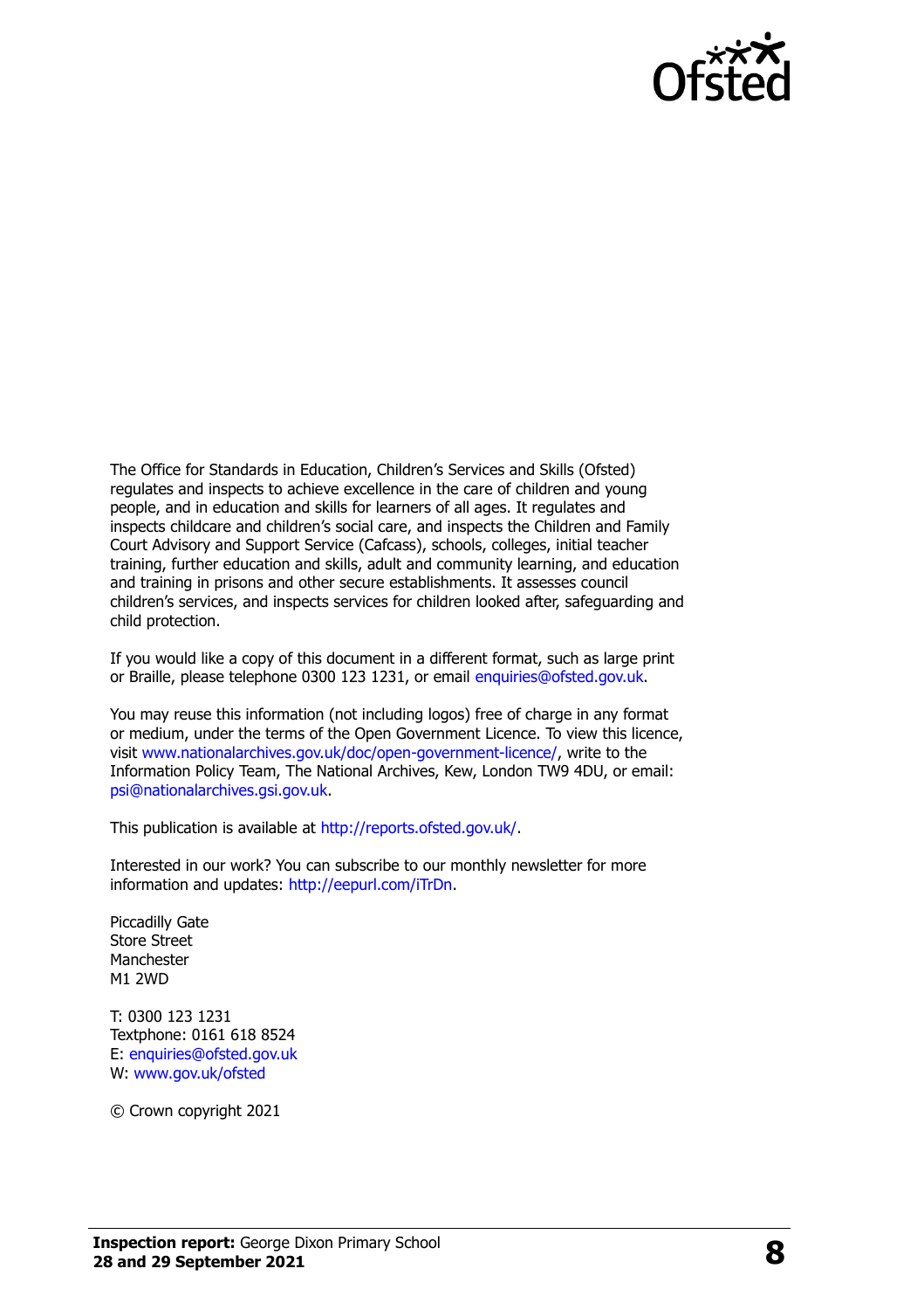The Office for Standards in Education, Children's Services and Skills (Ofsted) regulates and inspects to achieve excellence in the care of children and young people, and in education and skills for learners of all ages. It regulates and inspects childcare and children's social care, and inspects the Children and Family Court Advisory and Support Service (Cafcass), schools, colleges, initial teacher training, further education and skills, adult and community learning, and education and training in prisons and other secure establishments. It assesses council children's services, and inspects services for children looked after, safeguarding and child protection.

If you would like a copy of this document in a different format, such as large print or Braille, please telephone 0300 123 1231, or email enquiries@ofsted.gov.uk.

You may reuse this information (not including logos) free of charge in any format or medium, under the terms of the Open Government Licence. To view this licence, visit www.nationalarchives.gov.uk/doc/open-government-licence/, write to the Information Policy Team, The National Archives, Kew, London TW9 4DU, or email: psi@nationalarchives.gsi.gov.uk.

This publication is available at http://reports.ofsted.gov.uk/.

Interested in our work? You can subscribe to our monthly newsletter for more information and updates: http://eepurl.com/iTrDn.

Piccadilly Gate
Store Street
Manchester
M1 2WD

T: 0300 123 1231
Textphone: 0161 618 8524
E: enquiries@ofsted.gov.uk
W: www.gov.uk/ofsted

© Crown copyright 2021